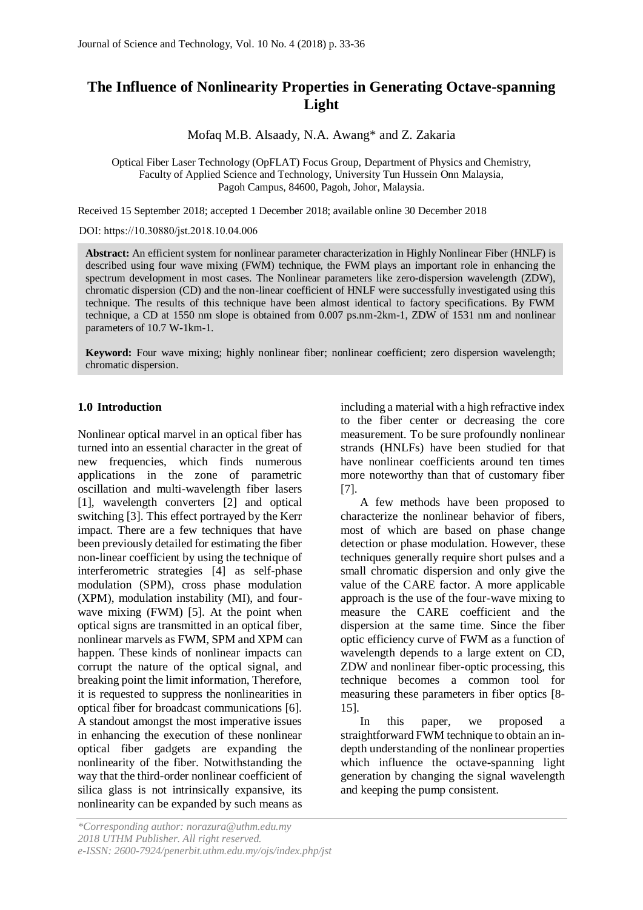# The Influence of Nonlinearity Properties in Generating Octave-spanning Light

Mofaq M.B. Alsaady, N.A. Awang* and Z. Zakaria

Optical Fiber Laser Technology (OpFLAT) Focus Group, Department of Physics and Chemistry, Faculty of Applied Science and Technology, University Tun Hussein Onn Malaysia, Pagoh Campus, 84600, Pagoh, Johor, Malaysia.

Received 15 September 2018; accepted 1 December 2018; available online 30 December 2018

DOI: https://10.30880/jst.2018.10.04.006

**Abstract:** An efficient system for nonlinear parameter characterization in Highly Nonlinear Fiber (HNLF) is described using four wave mixing (FWM) technique, the FWM plays an important role in enhancing the spectrum development in most cases. The Nonlinear parameters like zero-dispersion wavelength (ZDW), chromatic dispersion (CD) and the non-linear coefficient of HNLF were successfully investigated using this technique. The results of this technique have been almost identical to factory specifications. By FWM technique, a CD at 1550 nm slope is obtained from 0.007 ps.nm-2km-1, ZDW of 1531 nm and nonlinear parameters of 10.7 W-1km-1.

**Keyword:** Four wave mixing; highly nonlinear fiber; nonlinear coefficient; zero dispersion wavelength; chromatic dispersion.

## 1.0 Introduction

Nonlinear optical marvel in an optical fiber has turned into an essential character in the great of new frequencies, which finds numerous applications in the zone of parametric oscillation and multi-wavelength fiber lasers [1], wavelength converters [2] and optical switching [3]. This effect portrayed by the Kerr impact. There are a few techniques that have been previously detailed for estimating the fiber non-linear coefficient by using the technique of interferometric strategies [4] as self-phase modulation (SPM), cross phase modulation (XPM), modulation instability (MI), and four-wave mixing (FWM) [5]. At the point when optical signs are transmitted in an optical fiber, nonlinear marvels as FWM, SPM and XPM can happen. These kinds of nonlinear impacts can corrupt the nature of the optical signal, and breaking point the limit information, Therefore, it is requested to suppress the nonlinearities in optical fiber for broadcast communications [6]. A standout amongst the most imperative issues in enhancing the execution of these nonlinear optical fiber gadgets are expanding the nonlinearity of the fiber. Notwithstanding the way that the third-order nonlinear coefficient of silica glass is not intrinsically expansive, its nonlinearity can be expanded by such means as including a material with a high refractive index to the fiber center or decreasing the core measurement. To be sure profoundly nonlinear strands (HNLFs) have been studied for that have nonlinear coefficients around ten times more noteworthy than that of customary fiber [7].

A few methods have been proposed to characterize the nonlinear behavior of fibers, most of which are based on phase change detection or phase modulation. However, these techniques generally require short pulses and a small chromatic dispersion and only give the value of the CARE factor. A more applicable approach is the use of the four-wave mixing to measure the CARE coefficient and the dispersion at the same time. Since the fiber optic efficiency curve of FWM as a function of wavelength depends to a large extent on CD, ZDW and nonlinear fiber-optic processing, this technique becomes a common tool for measuring these parameters in fiber optics [8-15].

In this paper, we proposed a straightforward FWM technique to obtain an in-depth understanding of the nonlinear properties which influence the octave-spanning light generation by changing the signal wavelength and keeping the pump consistent.

*Corresponding author: norazura@uthm.edu.my
2018 UTHM Publisher. All right reserved.
e-ISSN: 2600-7924/penerbit.uthm.edu.my/ojs/index.php/jst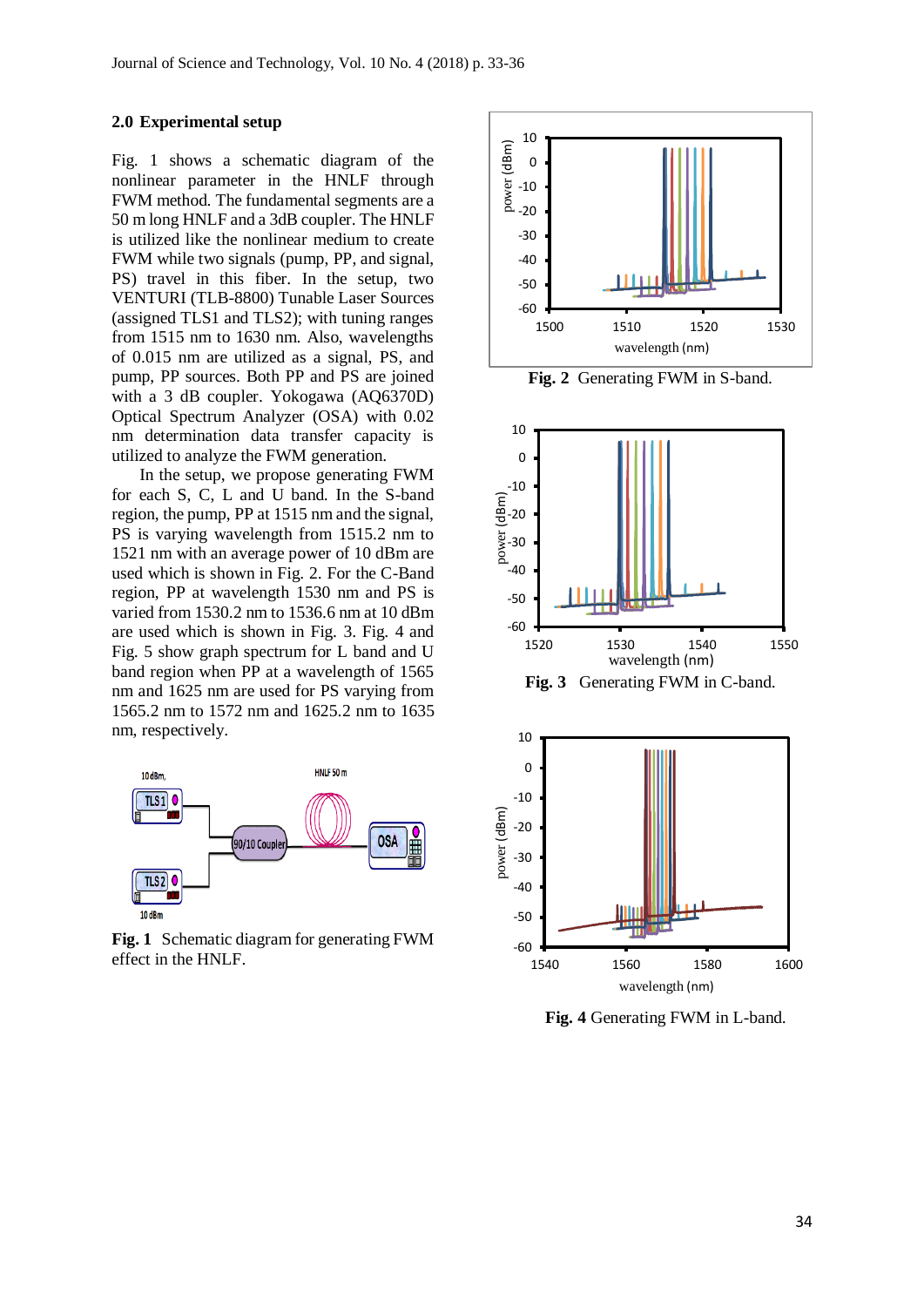## 2.0 Experimental setup

Fig. 1 shows a schematic diagram of the nonlinear parameter in the HNLF through FWM method. The fundamental segments are a 50 m long HNLF and a 3dB coupler. The HNLF is utilized like the nonlinear medium to create FWM while two signals (pump, PP, and signal, PS) travel in this fiber. In the setup, two VENTURI (TLB-8800) Tunable Laser Sources (assigned TLS1 and TLS2); with tuning ranges from 1515 nm to 1630 nm. Also, wavelengths of 0.015 nm are utilized as a signal, PS, and pump, PP sources. Both PP and PS are joined with a 3 dB coupler. Yokogawa (AQ6370D) Optical Spectrum Analyzer (OSA) with 0.02 nm determination data transfer capacity is utilized to analyze the FWM generation.

In the setup, we propose generating FWM for each S, C, L and U band. In the S-band region, the pump, PP at 1515 nm and the signal, PS is varying wavelength from 1515.2 nm to 1521 nm with an average power of 10 dBm are used which is shown in Fig. 2. For the C-Band region, PP at wavelength 1530 nm and PS is varied from 1530.2 nm to 1536.6 nm at 10 dBm are used which is shown in Fig. 3. Fig. 4 and Fig. 5 show graph spectrum for L band and U band region when PP at a wavelength of 1565 nm and 1625 nm are used for PS varying from 1565.2 nm to 1572 nm and 1625.2 nm to 1635 nm, respectively.

**Fig. 1** Schematic diagram for generating FWM effect in the HNLF.

**Fig. 2** Generating FWM in S-band.

**Fig. 3** Generating FWM in C-band.

**Fig. 4** Generating FWM in L-band.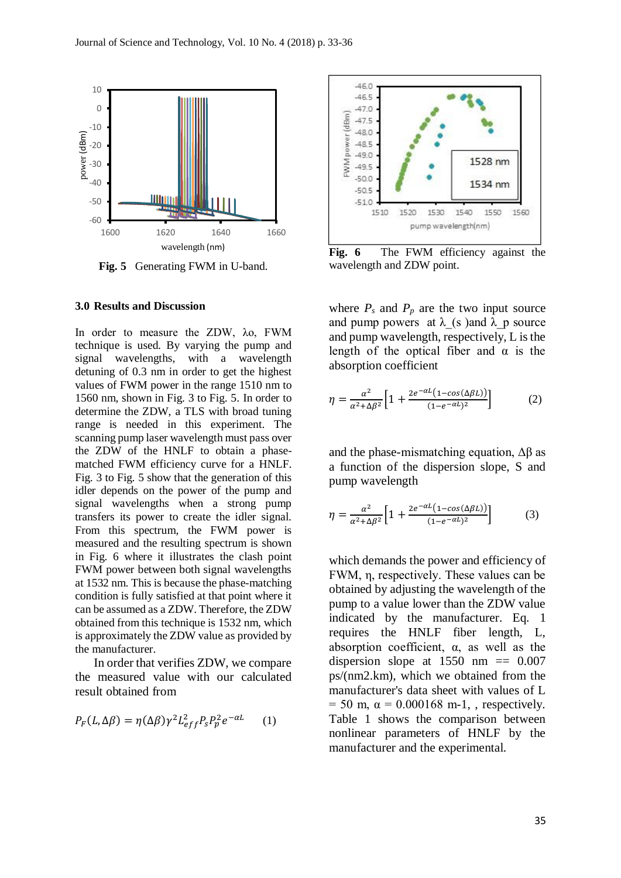Fig. 5 Generating FWM in U-band.

Fig. 6 The FWM efficiency against the wavelength and ZDW point.

## 3.0 Results and Discussion

In order to measure the ZDW, λo, FWM technique is used. By varying the pump and signal wavelengths, with a wavelength detuning of 0.3 nm in order to get the highest values of FWM power in the range 1510 nm to 1560 nm, shown in Fig. 3 to Fig. 5. In order to determine the ZDW, a TLS with broad tuning range is needed in this experiment. The scanning pump laser wavelength must pass over the ZDW of the HNLF to obtain a phase-matched FWM efficiency curve for a HNLF. Fig. 3 to Fig. 5 show that the generation of this idler depends on the power of the pump and signal wavelengths when a strong pump transfers its power to create the idler signal. From this spectrum, the FWM power is measured and the resulting spectrum is shown in Fig. 6 where it illustrates the clash point FWM power between both signal wavelengths at 1532 nm. This is because the phase-matching condition is fully satisfied at that point where it can be assumed as a ZDW. Therefore, the ZDW obtained from this technique is 1532 nm, which is approximately the ZDW value as provided by the manufacturer.

In order that verifies ZDW, we compare the measured value with our calculated result obtained from

$$P_F(L,\Delta\beta) = \eta(\Delta\beta)\gamma^2 L_{eff}^2 P_s P_p^2 e^{-\alpha L} \qquad (1)$$

where $P_s$ and $P_p$ are the two input source and pump powers at λ_(s )and λ_p source and pump wavelength, respectively, L is the length of the optical fiber and α is the absorption coefficient

$$\eta = \frac{\alpha^2}{\alpha^2+\Delta\beta^2}\left[1+\frac{2e^{-\alpha L}(1-\cos(\Delta\beta L))}{(1-e^{-\alpha L})^2}\right] \qquad (2)$$

and the phase-mismatching equation, Δβ as a function of the dispersion slope, S and pump wavelength

$$\eta = \frac{\alpha^2}{\alpha^2+\Delta\beta^2}\left[1+\frac{2e^{-\alpha L}(1-\cos(\Delta\beta L))}{(1-e^{-\alpha L})^2}\right] \qquad (3)$$

which demands the power and efficiency of FWM, η, respectively. These values can be obtained by adjusting the wavelength of the pump to a value lower than the ZDW value indicated by the manufacturer. Eq. 1 requires the HNLF fiber length, L, absorption coefficient, α, as well as the dispersion slope at 1550 nm == 0.007 ps/(nm2.km), which we obtained from the manufacturer's data sheet with values of L = 50 m, α = 0.000168 m-1, , respectively. Table 1 shows the comparison between nonlinear parameters of HNLF by the manufacturer and the experimental.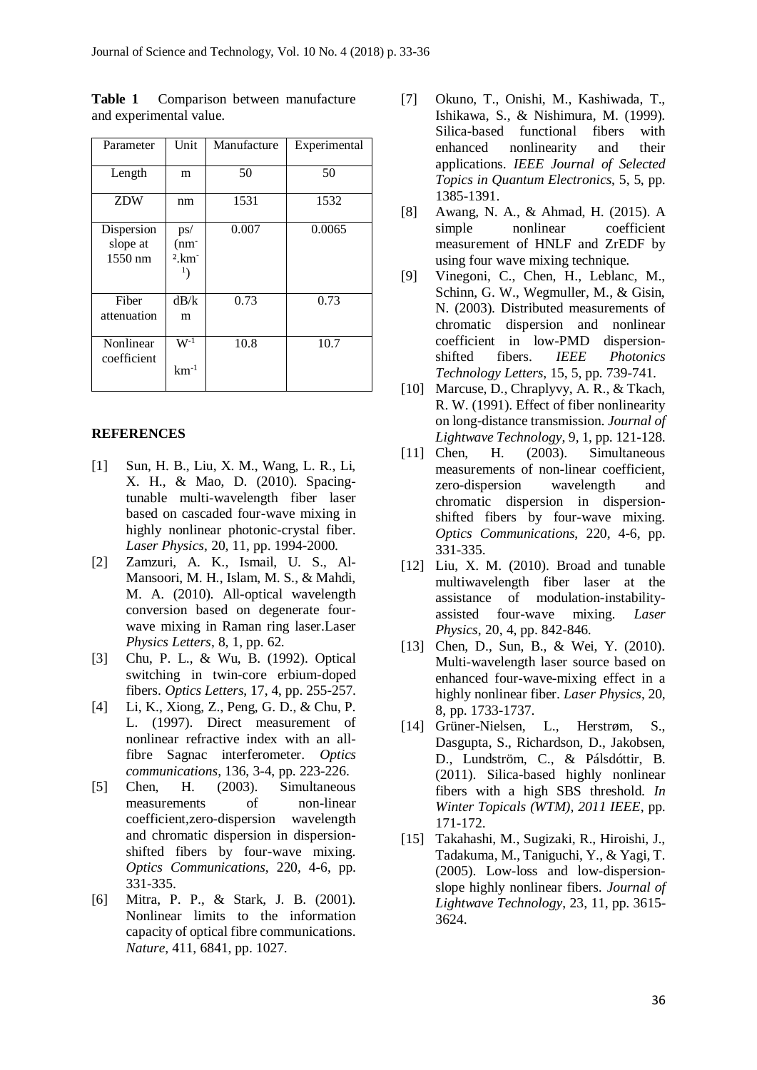**Table 1** Comparison between manufacture and experimental value.

| Parameter | Unit | Manufacture | Experimental |
|---|---|---|---|
| Length | m | 50 | 50 |
| ZDW | nm | 1531 | 1532 |
| Dispersion slope at 1550 nm | ps/ $(nm^{-2}.km^{-1})$ | 0.007 | 0.0065 |
| Fiber attenuation | dB/km | 0.73 | 0.73 |
| Nonlinear coefficient | $W^{-1}$ $km^{-1}$ | 10.8 | 10.7 |

## REFERENCES

[1] Sun, H. B., Liu, X. M., Wang, L. R., Li, X. H., & Mao, D. (2010). Spacing-tunable multi-wavelength fiber laser based on cascaded four-wave mixing in highly nonlinear photonic-crystal fiber. *Laser Physics*, 20, 11, pp. 1994-2000.

[2] Zamzuri, A. K., Ismail, U. S., Al-Mansoori, M. H., Islam, M. S., & Mahdi, M. A. (2010). All-optical wavelength conversion based on degenerate four-wave mixing in Raman ring laser.Laser *Physics Letters*, 8, 1, pp. 62.

[3] Chu, P. L., & Wu, B. (1992). Optical switching in twin-core erbium-doped fibers. *Optics Letters*, 17, 4, pp. 255-257.

[4] Li, K., Xiong, Z., Peng, G. D., & Chu, P. L. (1997). Direct measurement of nonlinear refractive index with an all-fibre Sagnac interferometer. *Optics communications*, 136, 3-4, pp. 223-226.

[5] Chen, H. (2003). Simultaneous measurements of non-linear coefficient,zero-dispersion wavelength and chromatic dispersion in dispersion-shifted fibers by four-wave mixing. *Optics Communications*, 220, 4-6, pp. 331-335.

[6] Mitra, P. P., & Stark, J. B. (2001). Nonlinear limits to the information capacity of optical fibre communications. *Nature*, 411, 6841, pp. 1027.

[7] Okuno, T., Onishi, M., Kashiwada, T., Ishikawa, S., & Nishimura, M. (1999). Silica-based functional fibers with enhanced nonlinearity and their applications. *IEEE Journal of Selected Topics in Quantum Electronics*, 5, 5, pp. 1385-1391.

[8] Awang, N. A., & Ahmad, H. (2015). A simple nonlinear coefficient measurement of HNLF and ZrEDF by using four wave mixing technique.

[9] Vinegoni, C., Chen, H., Leblanc, M., Schinn, G. W., Wegmuller, M., & Gisin, N. (2003). Distributed measurements of chromatic dispersion and nonlinear coefficient in low-PMD dispersion-shifted fibers. *IEEE Photonics Technology Letters*, 15, 5, pp. 739-741.

[10] Marcuse, D., Chraplyvy, A. R., & Tkach, R. W. (1991). Effect of fiber nonlinearity on long-distance transmission. *Journal of Lightwave Technology*, 9, 1, pp. 121-128.

[11] Chen, H. (2003). Simultaneous measurements of non-linear coefficient, zero-dispersion wavelength and chromatic dispersion in dispersion-shifted fibers by four-wave mixing. *Optics Communications*, 220, 4-6, pp. 331-335.

[12] Liu, X. M. (2010). Broad and tunable multiwavelength fiber laser at the assistance of modulation-instability-assisted four-wave mixing. *Laser Physics*, 20, 4, pp. 842-846.

[13] Chen, D., Sun, B., & Wei, Y. (2010). Multi-wavelength laser source based on enhanced four-wave-mixing effect in a highly nonlinear fiber. *Laser Physics*, 20, 8, pp. 1733-1737.

[14] Grüner-Nielsen, L., Herstrøm, S., Dasgupta, S., Richardson, D., Jakobsen, D., Lundström, C., & Pálsdóttir, B. (2011). Silica-based highly nonlinear fibers with a high SBS threshold. *In Winter Topicals (WTM), 2011 IEEE*, pp. 171-172.

[15] Takahashi, M., Sugizaki, R., Hiroishi, J., Tadakuma, M., Taniguchi, Y., & Yagi, T. (2005). Low-loss and low-dispersion-slope highly nonlinear fibers. *Journal of Lightwave Technology*, 23, 11, pp. 3615-3624.